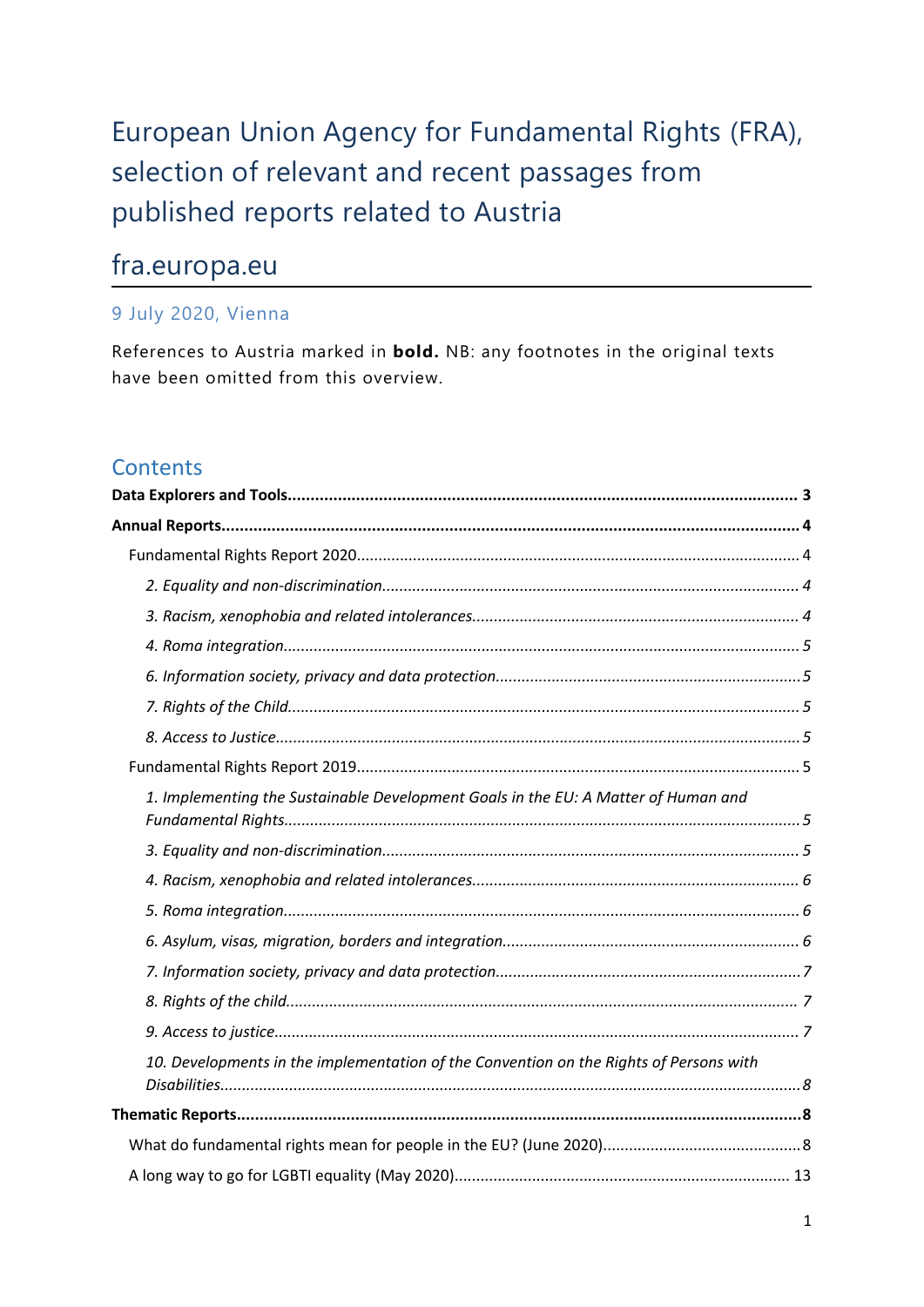# European Union Agency for Fundamental Rights (FRA), selection of relevant and recent passages from published reports related to Austria

## fra.europa.eu

9 July 2020, Vienna

References to Austria marked in **bold.** NB: any footnotes in the original texts have been omitted from this overview.

## Contents

**Data Explorers and Tools................................................................................................ 3**

**Annual Reports.............................................................................................................. 4**

- Fundamental Rights Report 2020.................................................................................... 4
  - *2. Equality and non-discrimination.............................................................................. 4*
  - *3. Racism, xenophobia and related intolerances.......................................................... 4*
  - *4. Roma integration..................................................................................................... 5*
  - *6. Information society, privacy and data protection..................................................... 5*
  - *7. Rights of the Child.................................................................................................... 5*
  - *8. Access to Justice....................................................................................................... 5*
- Fundamental Rights Report 2019.................................................................................... 5
  - *1. Implementing the Sustainable Development Goals in the EU: A Matter of Human and Fundamental Rights......................................................................................................... 5*
  - *3. Equality and non-discrimination.............................................................................. 5*
  - *4. Racism, xenophobia and related intolerances.......................................................... 6*
  - *5. Roma integration..................................................................................................... 6*
  - *6. Asylum, visas, migration, borders and integration................................................... 6*
  - *7. Information society, privacy and data protection..................................................... 7*
  - *8. Rights of the child.................................................................................................... 7*
  - *9. Access to justice....................................................................................................... 7*
  - *10. Developments in the implementation of the Convention on the Rights of Persons with Disabilities........................................................................................................... 8*

**Thematic Reports.......................................................................................................... 8**

- What do fundamental rights mean for people in the EU? (June 2020)............................. 8
- A long way to go for LGBTI equality (May 2020)............................................................ 13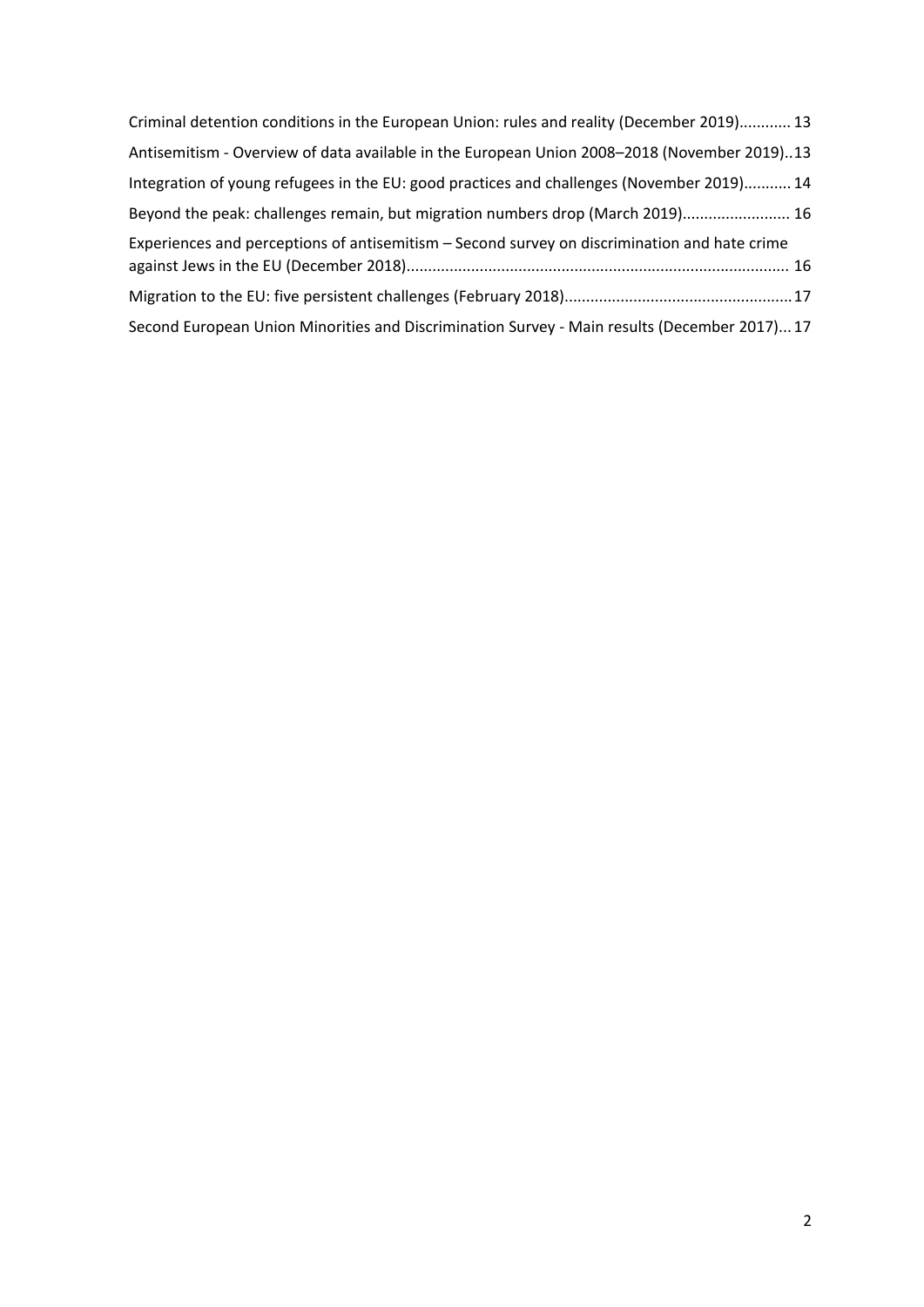Criminal detention conditions in the European Union: rules and reality (December 2019)............ 13

Antisemitism - Overview of data available in the European Union 2008–2018 (November 2019)..13

Integration of young refugees in the EU: good practices and challenges (November 2019)........... 14

Beyond the peak: challenges remain, but migration numbers drop (March 2019)......................... 16

Experiences and perceptions of antisemitism – Second survey on discrimination and hate crime against Jews in the EU (December 2018)........................................................................................ 16

Migration to the EU: five persistent challenges (February 2018).....................................................17

Second European Union Minorities and Discrimination Survey - Main results (December 2017)... 17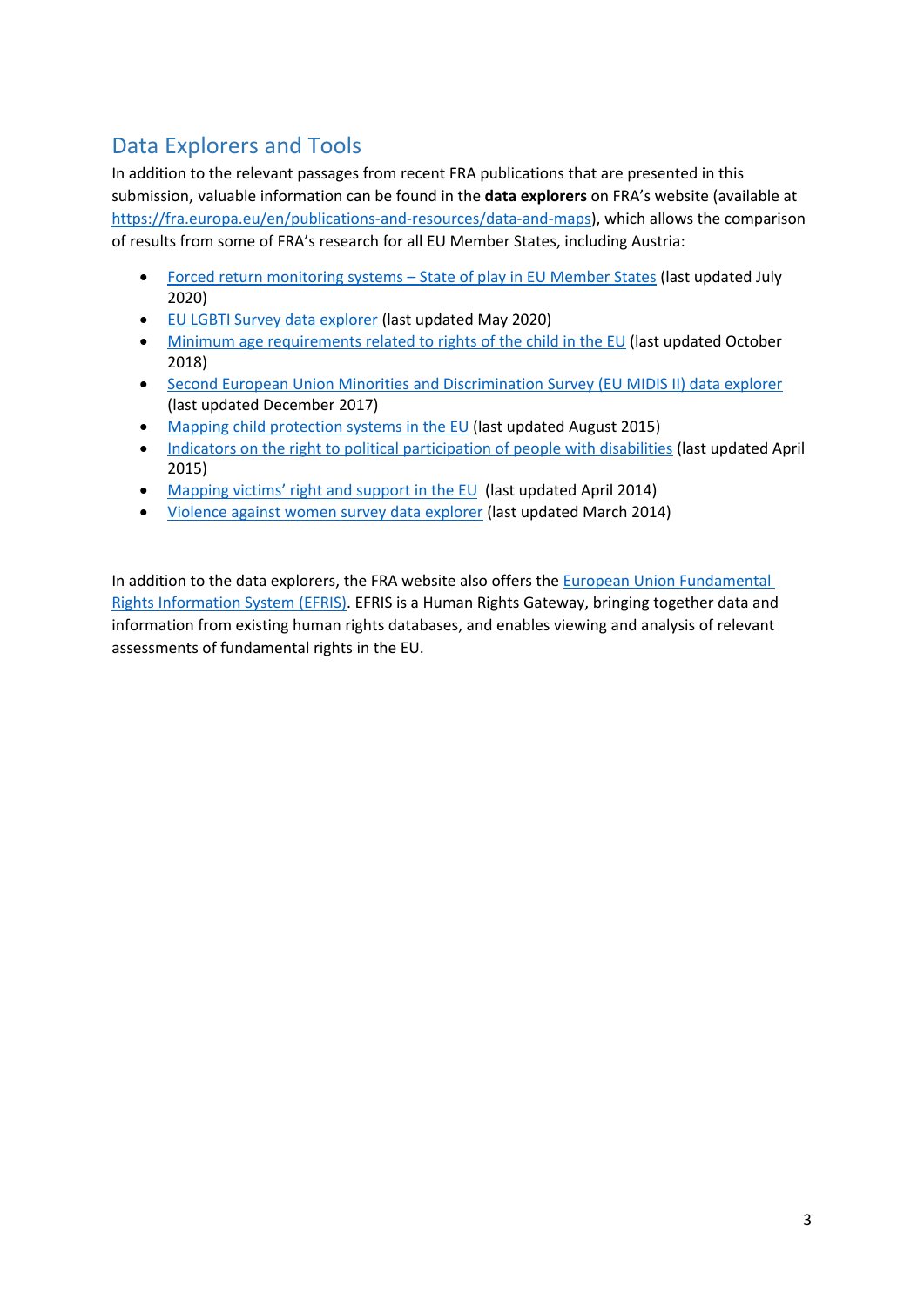## Data Explorers and Tools

In addition to the relevant passages from recent FRA publications that are presented in this submission, valuable information can be found in the **data explorers** on FRA's website (available at https://fra.europa.eu/en/publications-and-resources/data-and-maps), which allows the comparison of results from some of FRA's research for all EU Member States, including Austria:

- Forced return monitoring systems – State of play in EU Member States (last updated July 2020)
- EU LGBTI Survey data explorer (last updated May 2020)
- Minimum age requirements related to rights of the child in the EU (last updated October 2018)
- Second European Union Minorities and Discrimination Survey (EU MIDIS II) data explorer (last updated December 2017)
- Mapping child protection systems in the EU (last updated August 2015)
- Indicators on the right to political participation of people with disabilities (last updated April 2015)
- Mapping victims' right and support in the EU (last updated April 2014)
- Violence against women survey data explorer (last updated March 2014)

In addition to the data explorers, the FRA website also offers the European Union Fundamental Rights Information System (EFRIS). EFRIS is a Human Rights Gateway, bringing together data and information from existing human rights databases, and enables viewing and analysis of relevant assessments of fundamental rights in the EU.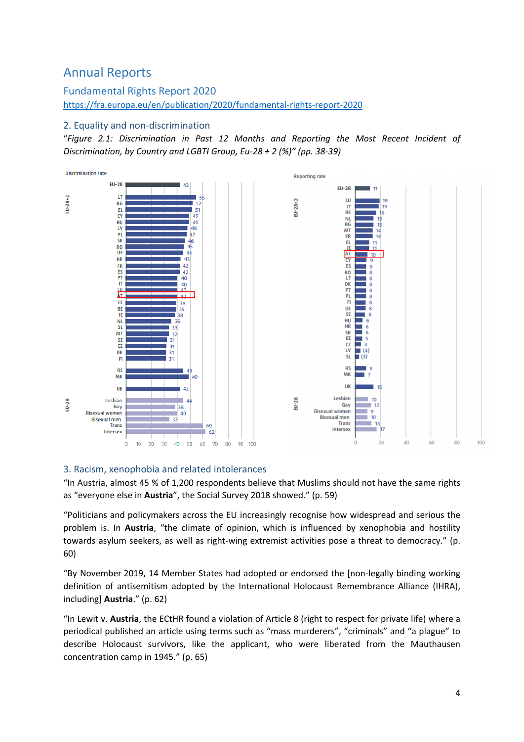# Annual Reports

## Fundamental Rights Report 2020

https://fra.europa.eu/en/publication/2020/fundamental-rights-report-2020

### 2. Equality and non-discrimination

*"Figure 2.1: Discrimination in Past 12 Months and Reporting the Most Recent Incident of Discrimination, by Country and LGBTI Group, Eu-28 + 2 (%)" (pp. 38-39)*

**Discrimination rate**

| Group | Country / LGBTI group | % |
|---|---|---|
| | EU-28 | 42 |
| EU-28+2 | LT | 55 |
| | BG | 52 |
| | EL | 51 |
| | CY | 49 |
| | HU | 49 |
| | LV | 48 |
| | PL | 47 |
| | SK | 46 |
| | RO | 45 |
| | DE | 44 |
| | HR | 43 |
| | FR | 42 |
| | ES | 42 |
| | PT | 40 |
| | IT | 40 |
| | LU | 40 |
| | AT | 40 |
| | EE | 39 |
| | BE | 39 |
| | IE | 38 |
| | NL | 35 |
| | SL | 33 |
| | MT | 32 |
| | SE | 31 |
| | CZ | 31 |
| | DK | 31 |
| | FI | 31 |
| | RS | 45 |
| | MK | 49 |
| | UK | 42 |
| EU-28 | Lesbian | 44 |
| | Gay | 38 |
| | Bisexual women | 40 |
| | Bisexual men | 33 |
| | Trans | 60 |
| | Intersex | 62 |

**Reporting rate**

| Group | Country / LGBTI group | % |
|---|---|---|
| | EU-28 | 11 |
| EU-28+2 | LU | 19 |
| | IT | 19 |
| | BE | 16 |
| | NL | 15 |
| | BG | 15 |
| | MT | 14 |
| | FR | 14 |
| | EL | 11 |
| | IE | 11 |
| | AT | 10 |
| | CY | 9 |
| | ES | 9 |
| | RO | 8 |
| | LT | 8 |
| | DK | 8 |
| | PT | 8 |
| | PL | 8 |
| | FI | 8 |
| | DE | 8 |
| | SE | 8 |
| | HU | 6 |
| | HR | 6 |
| | SK | 6 |
| | EE | 5 |
| | CZ | 4 |
| | LV | (4) |
| | SL | (3) |
| | RS | 9 |
| | MK | 7 |
| | UK | 15 |
| EU-28 | Lesbian | 10 |
| | Gay | 12 |
| | Bisexual women | 9 |
| | Bisexual men | 10 |
| | Trans | 13 |
| | Intersex | 17 |

### 3. Racism, xenophobia and related intolerances

"In Austria, almost 45 % of 1,200 respondents believe that Muslims should not have the same rights as "everyone else in **Austria**", the Social Survey 2018 showed." (p. 59)

"Politicians and policymakers across the EU increasingly recognise how widespread and serious the problem is. In **Austria**, "the climate of opinion, which is influenced by xenophobia and hostility towards asylum seekers, as well as right-wing extremist activities pose a threat to democracy." (p. 60)

"By November 2019, 14 Member States had adopted or endorsed the [non-legally binding working definition of antisemitism adopted by the International Holocaust Remembrance Alliance (IHRA), including] **Austria**." (p. 62)

"In Lewit v. **Austria**, the ECtHR found a violation of Article 8 (right to respect for private life) where a periodical published an article using terms such as "mass murderers", "criminals" and "a plague" to describe Holocaust survivors, like the applicant, who were liberated from the Mauthausen concentration camp in 1945." (p. 65)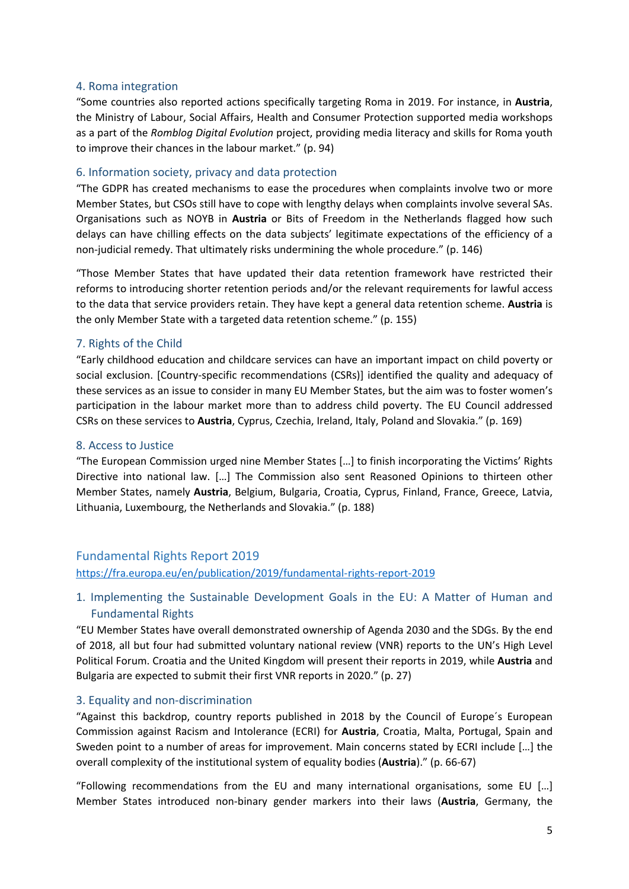### 4. Roma integration

"Some countries also reported actions specifically targeting Roma in 2019. For instance, in **Austria**, the Ministry of Labour, Social Affairs, Health and Consumer Protection supported media workshops as a part of the *Romblog Digital Evolution* project, providing media literacy and skills for Roma youth to improve their chances in the labour market." (p. 94)

### 6. Information society, privacy and data protection

"The GDPR has created mechanisms to ease the procedures when complaints involve two or more Member States, but CSOs still have to cope with lengthy delays when complaints involve several SAs. Organisations such as NOYB in **Austria** or Bits of Freedom in the Netherlands flagged how such delays can have chilling effects on the data subjects' legitimate expectations of the efficiency of a non-judicial remedy. That ultimately risks undermining the whole procedure." (p. 146)

"Those Member States that have updated their data retention framework have restricted their reforms to introducing shorter retention periods and/or the relevant requirements for lawful access to the data that service providers retain. They have kept a general data retention scheme. **Austria** is the only Member State with a targeted data retention scheme." (p. 155)

### 7. Rights of the Child

"Early childhood education and childcare services can have an important impact on child poverty or social exclusion. [Country-specific recommendations (CSRs)] identified the quality and adequacy of these services as an issue to consider in many EU Member States, but the aim was to foster women's participation in the labour market more than to address child poverty. The EU Council addressed CSRs on these services to **Austria**, Cyprus, Czechia, Ireland, Italy, Poland and Slovakia." (p. 169)

### 8. Access to Justice

"The European Commission urged nine Member States […] to finish incorporating the Victims' Rights Directive into national law. […] The Commission also sent Reasoned Opinions to thirteen other Member States, namely **Austria**, Belgium, Bulgaria, Croatia, Cyprus, Finland, France, Greece, Latvia, Lithuania, Luxembourg, the Netherlands and Slovakia." (p. 188)

## Fundamental Rights Report 2019

https://fra.europa.eu/en/publication/2019/fundamental-rights-report-2019

### 1. Implementing the Sustainable Development Goals in the EU: A Matter of Human and Fundamental Rights

"EU Member States have overall demonstrated ownership of Agenda 2030 and the SDGs. By the end of 2018, all but four had submitted voluntary national review (VNR) reports to the UN's High Level Political Forum. Croatia and the United Kingdom will present their reports in 2019, while **Austria** and Bulgaria are expected to submit their first VNR reports in 2020." (p. 27)

### 3. Equality and non-discrimination

"Against this backdrop, country reports published in 2018 by the Council of Europe´s European Commission against Racism and Intolerance (ECRI) for **Austria**, Croatia, Malta, Portugal, Spain and Sweden point to a number of areas for improvement. Main concerns stated by ECRI include […] the overall complexity of the institutional system of equality bodies (**Austria**)." (p. 66-67)

"Following recommendations from the EU and many international organisations, some EU […] Member States introduced non-binary gender markers into their laws (**Austria**, Germany, the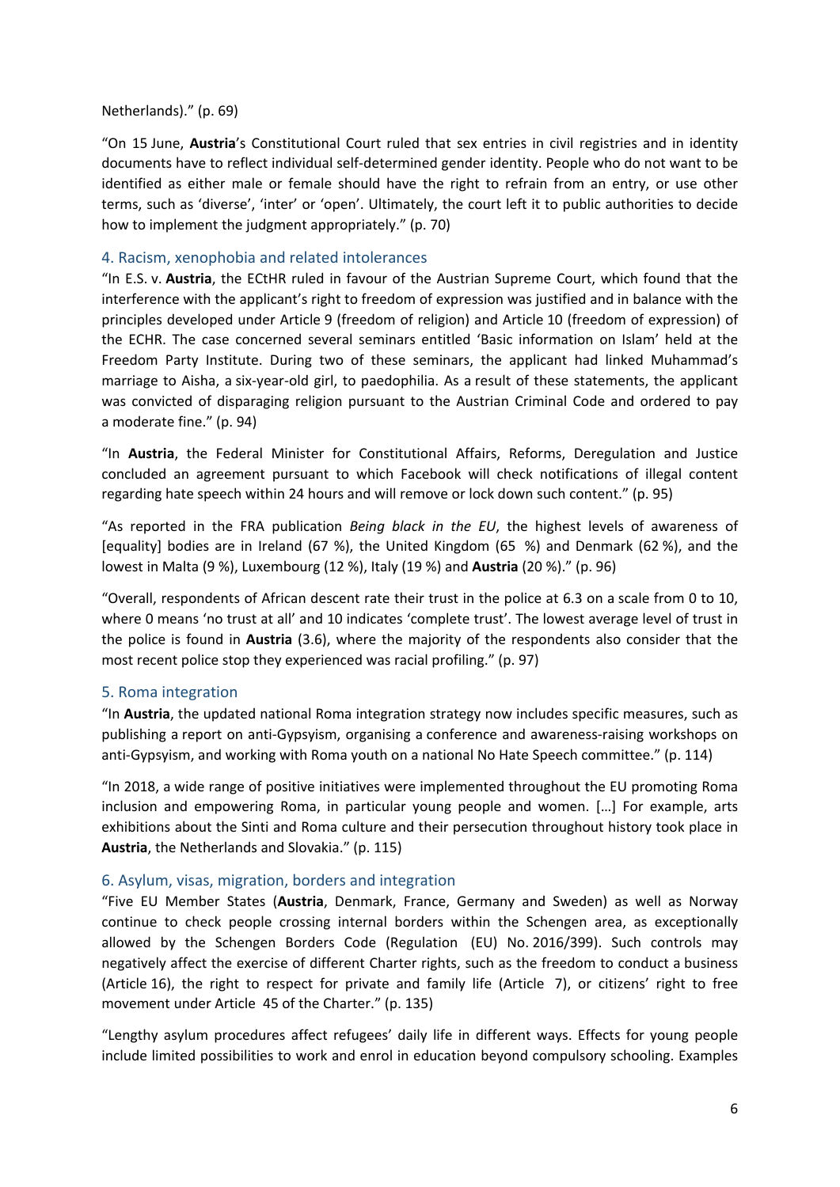Netherlands).” (p. 69)

“On 15 June, **Austria**’s Constitutional Court ruled that sex entries in civil registries and in identity documents have to reflect individual self-determined gender identity. People who do not want to be identified as either male or female should have the right to refrain from an entry, or use other terms, such as ‘diverse’, ‘inter’ or ‘open’. Ultimately, the court left it to public authorities to decide how to implement the judgment appropriately.” (p. 70)

## 4. Racism, xenophobia and related intolerances

“In E.S. v. **Austria**, the ECtHR ruled in favour of the Austrian Supreme Court, which found that the interference with the applicant’s right to freedom of expression was justified and in balance with the principles developed under Article 9 (freedom of religion) and Article 10 (freedom of expression) of the ECHR. The case concerned several seminars entitled ‘Basic information on Islam’ held at the Freedom Party Institute. During two of these seminars, the applicant had linked Muhammad’s marriage to Aisha, a six-year-old girl, to paedophilia. As a result of these statements, the applicant was convicted of disparaging religion pursuant to the Austrian Criminal Code and ordered to pay a moderate fine.” (p. 94)

“In **Austria**, the Federal Minister for Constitutional Affairs, Reforms, Deregulation and Justice concluded an agreement pursuant to which Facebook will check notifications of illegal content regarding hate speech within 24 hours and will remove or lock down such content.” (p. 95)

“As reported in the FRA publication *Being black in the EU*, the highest levels of awareness of [equality] bodies are in Ireland (67 %), the United Kingdom (65 %) and Denmark (62 %), and the lowest in Malta (9 %), Luxembourg (12 %), Italy (19 %) and **Austria** (20 %).” (p. 96)

“Overall, respondents of African descent rate their trust in the police at 6.3 on a scale from 0 to 10, where 0 means ‘no trust at all’ and 10 indicates ‘complete trust’. The lowest average level of trust in the police is found in **Austria** (3.6), where the majority of the respondents also consider that the most recent police stop they experienced was racial profiling.” (p. 97)

## 5. Roma integration

“In **Austria**, the updated national Roma integration strategy now includes specific measures, such as publishing a report on anti-Gypsyism, organising a conference and awareness-raising workshops on anti-Gypsyism, and working with Roma youth on a national No Hate Speech committee.” (p. 114)

“In 2018, a wide range of positive initiatives were implemented throughout the EU promoting Roma inclusion and empowering Roma, in particular young people and women. […] For example, arts exhibitions about the Sinti and Roma culture and their persecution throughout history took place in **Austria**, the Netherlands and Slovakia.” (p. 115)

## 6. Asylum, visas, migration, borders and integration

“Five EU Member States (**Austria**, Denmark, France, Germany and Sweden) as well as Norway continue to check people crossing internal borders within the Schengen area, as exceptionally allowed by the Schengen Borders Code (Regulation (EU) No. 2016/399). Such controls may negatively affect the exercise of different Charter rights, such as the freedom to conduct a business (Article 16), the right to respect for private and family life (Article 7), or citizens’ right to free movement under Article 45 of the Charter.” (p. 135)

“Lengthy asylum procedures affect refugees’ daily life in different ways. Effects for young people include limited possibilities to work and enrol in education beyond compulsory schooling. Examples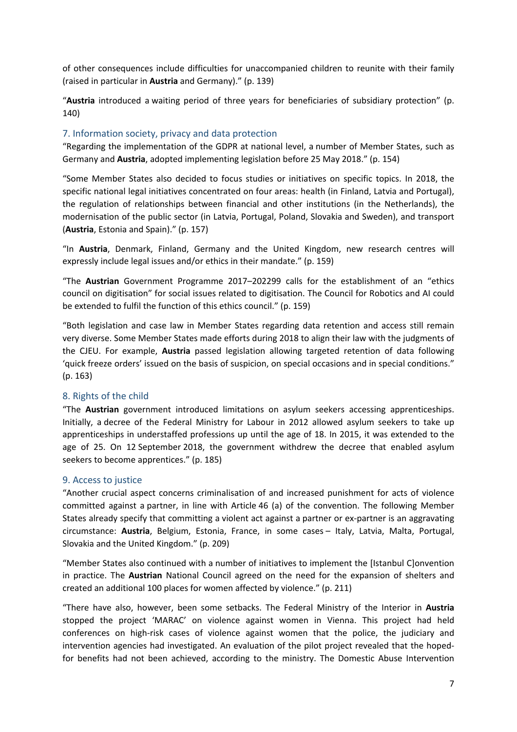of other consequences include difficulties for unaccompanied children to reunite with their family (raised in particular in **Austria** and Germany).” (p. 139)

“**Austria** introduced a waiting period of three years for beneficiaries of subsidiary protection” (p. 140)

## 7. Information society, privacy and data protection

“Regarding the implementation of the GDPR at national level, a number of Member States, such as Germany and **Austria**, adopted implementing legislation before 25 May 2018.” (p. 154)

“Some Member States also decided to focus studies or initiatives on specific topics. In 2018, the specific national legal initiatives concentrated on four areas: health (in Finland, Latvia and Portugal), the regulation of relationships between financial and other institutions (in the Netherlands), the modernisation of the public sector (in Latvia, Portugal, Poland, Slovakia and Sweden), and transport (**Austria**, Estonia and Spain).” (p. 157)

“In **Austria**, Denmark, Finland, Germany and the United Kingdom, new research centres will expressly include legal issues and/or ethics in their mandate.” (p. 159)

“The **Austrian** Government Programme 2017–202299 calls for the establishment of an “ethics council on digitisation” for social issues related to digitisation. The Council for Robotics and AI could be extended to fulfil the function of this ethics council.” (p. 159)

“Both legislation and case law in Member States regarding data retention and access still remain very diverse. Some Member States made efforts during 2018 to align their law with the judgments of the CJEU. For example, **Austria** passed legislation allowing targeted retention of data following ‘quick freeze orders’ issued on the basis of suspicion, on special occasions and in special conditions.” (p. 163)

## 8. Rights of the child

“The **Austrian** government introduced limitations on asylum seekers accessing apprenticeships. Initially, a decree of the Federal Ministry for Labour in 2012 allowed asylum seekers to take up apprenticeships in understaffed professions up until the age of 18. In 2015, it was extended to the age of 25. On 12 September 2018, the government withdrew the decree that enabled asylum seekers to become apprentices.” (p. 185)

## 9. Access to justice

“Another crucial aspect concerns criminalisation of and increased punishment for acts of violence committed against a partner, in line with Article 46 (a) of the convention. The following Member States already specify that committing a violent act against a partner or ex-partner is an aggravating circumstance: **Austria**, Belgium, Estonia, France, in some cases – Italy, Latvia, Malta, Portugal, Slovakia and the United Kingdom.” (p. 209)

“Member States also continued with a number of initiatives to implement the [Istanbul C]onvention in practice. The **Austrian** National Council agreed on the need for the expansion of shelters and created an additional 100 places for women affected by violence.” (p. 211)

“There have also, however, been some setbacks. The Federal Ministry of the Interior in **Austria** stopped the project ‘MARAC’ on violence against women in Vienna. This project had held conferences on high-risk cases of violence against women that the police, the judiciary and intervention agencies had investigated. An evaluation of the pilot project revealed that the hoped-for benefits had not been achieved, according to the ministry. The Domestic Abuse Intervention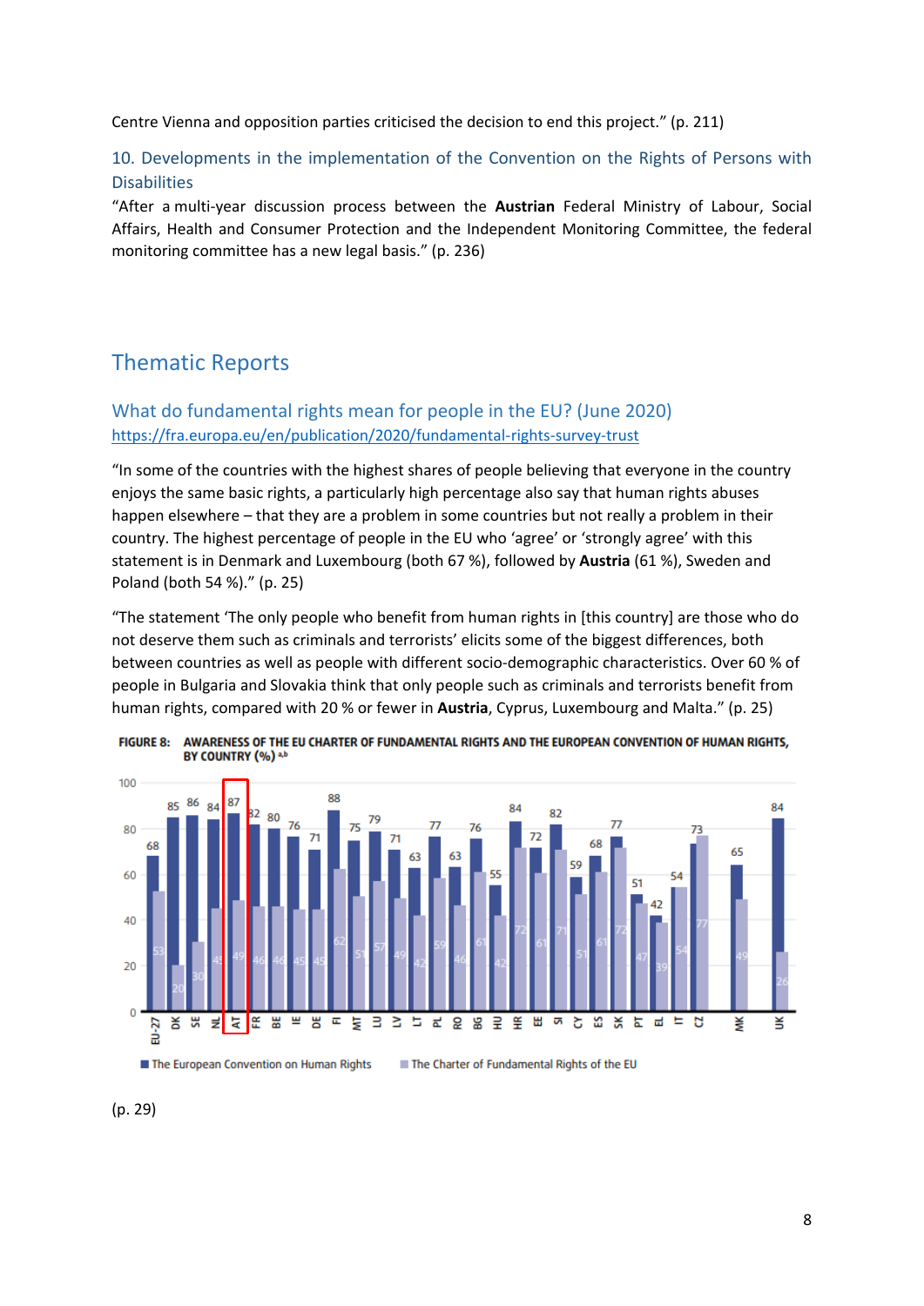Centre Vienna and opposition parties criticised the decision to end this project." (p. 211)

## 10. Developments in the implementation of the Convention on the Rights of Persons with Disabilities

"After a multi-year discussion process between the **Austrian** Federal Ministry of Labour, Social Affairs, Health and Consumer Protection and the Independent Monitoring Committee, the federal monitoring committee has a new legal basis." (p. 236)

# Thematic Reports

## What do fundamental rights mean for people in the EU? (June 2020)

https://fra.europa.eu/en/publication/2020/fundamental-rights-survey-trust

"In some of the countries with the highest shares of people believing that everyone in the country enjoys the same basic rights, a particularly high percentage also say that human rights abuses happen elsewhere – that they are a problem in some countries but not really a problem in their country. The highest percentage of people in the EU who 'agree' or 'strongly agree' with this statement is in Denmark and Luxembourg (both 67 %), followed by **Austria** (61 %), Sweden and Poland (both 54 %)." (p. 25)

"The statement 'The only people who benefit from human rights in [this country] are those who do not deserve them such as criminals and terrorists' elicits some of the biggest differences, both between countries as well as people with different socio-demographic characteristics. Over 60 % of people in Bulgaria and Slovakia think that only people such as criminals and terrorists benefit from human rights, compared with 20 % or fewer in **Austria**, Cyprus, Luxembourg and Malta." (p. 25)

**FIGURE 8: AWARENESS OF THE EU CHARTER OF FUNDAMENTAL RIGHTS AND THE EUROPEAN CONVENTION OF HUMAN RIGHTS, BY COUNTRY (%)** [a,b]

| Country | The European Convention on Human Rights | The Charter of Fundamental Rights of the EU |
|---|---|---|
| EU-27 | 68 | 53 |
| DK | 85 | 20 |
| SE | 86 | 30 |
| NL | 84 | 45 |
| AT | 87 | 49 |
| FR | 82 | 46 |
| BE | 80 | 46 |
| IE | 76 | 45 |
| DE | 71 | 45 |
| FI | 88 | 62 |
| MT | 75 | 51 |
| LU | 79 | 57 |
| LV | 71 | 49 |
| LT | 63 | 42 |
| PL | 77 | 59 |
| RO | 63 | 46 |
| BG | 76 | 61 |
| HU | 55 | 42 |
| HR | 84 | 72 |
| EE | 72 | 61 |
| SI | 82 | 71 |
| CY | 59 | 51 |
| ES | 68 | 61 |
| SK | 77 | 72 |
| PT | 51 | 47 |
| EL | 42 | 39 |
| IT | 54 | 54 |
| CZ | 73 | 77 |
| MK | 65 | 49 |
| UK | 84 | 26 |

(p. 29)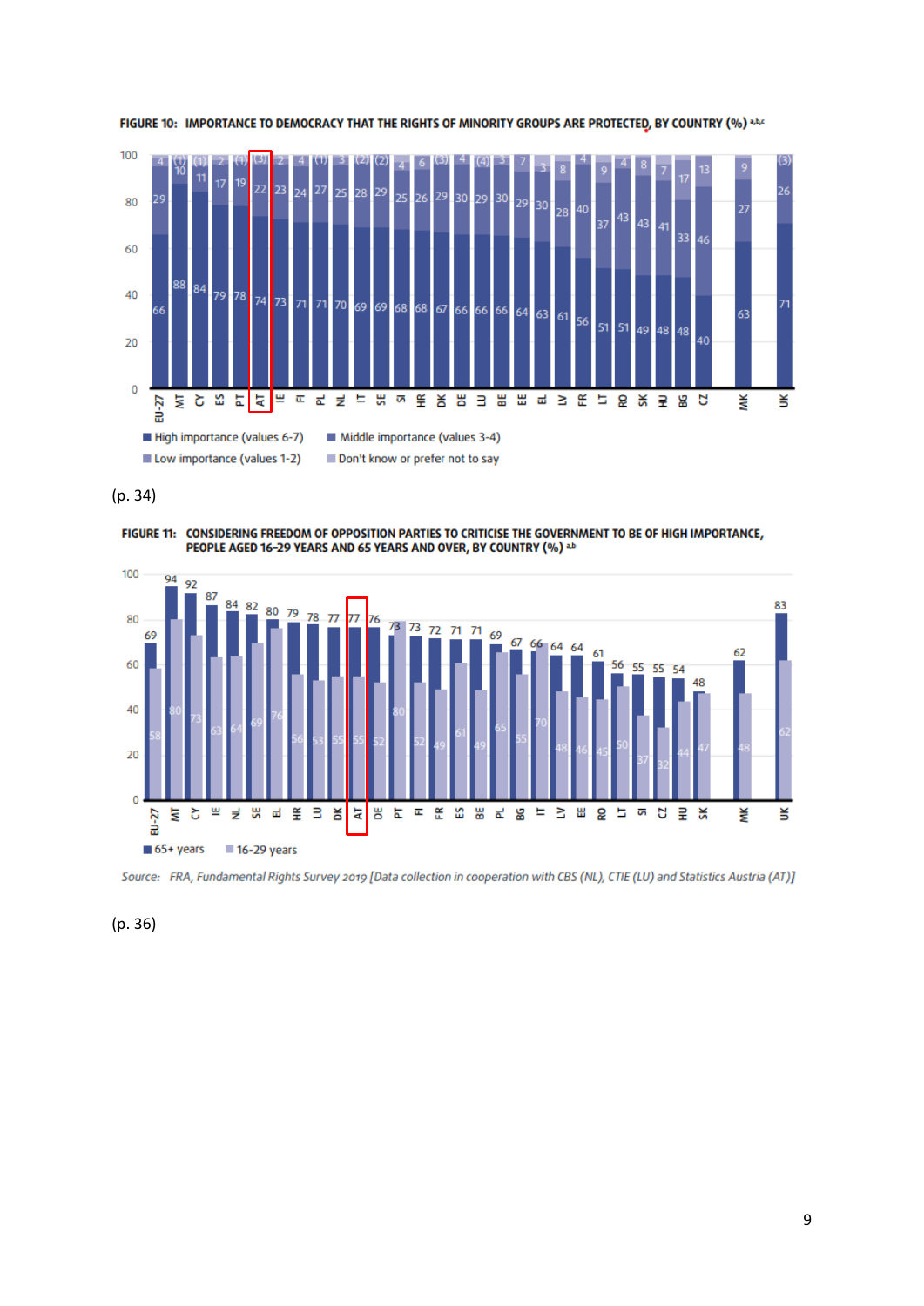FIGURE 10: IMPORTANCE TO DEMOCRACY THAT THE RIGHTS OF MINORITY GROUPS ARE PROTECTED, BY COUNTRY (%) [a,b,c]

| Country | High importance (values 6-7) | Middle importance (values 3-4) | Low importance (values 1-2) | Don't know or prefer not to say |
|---|---|---|---|---|
| EU-27 | 66 | 29 | 4 | |
| MT | 88 | 10 | (1) | |
| CY | 84 | 11 | (1) | |
| ES | 79 | 17 | 2 | |
| PT | 78 | 19 | (1) | |
| AT | 74 | 22 | (3) | |
| IE | 73 | 23 | 2 | |
| FI | 71 | 24 | 4 | |
| PL | 71 | 27 | (1) | |
| NL | 70 | 25 | 3 | |
| IT | 69 | 28 | (2) | |
| SE | 69 | 29 | (2) | |
| SI | 68 | 25 | 4 | |
| HR | 68 | 26 | 6 | |
| DK | 67 | 29 | (3) | |
| DE | 66 | 30 | 4 | |
| LU | 66 | 29 | (4) | |
| BE | 66 | 30 | 3 | |
| EE | 64 | 29 | 7 | |
| EL | 63 | 30 | 3 | |
| LV | 61 | 28 | 8 | |
| FR | 56 | 40 | 4 | |
| LT | 51 | 37 | 9 | |
| RO | 51 | 43 | 4 | |
| SK | 49 | 43 | 8 | |
| HU | 48 | 41 | 7 | |
| BG | 48 | 33 | 17 | |
| CZ | 40 | 46 | 13 | |
| MK | 63 | 27 | 9 | |
| UK | 71 | 26 | (3) | |

(p. 34)

FIGURE 11: CONSIDERING FREEDOM OF OPPOSITION PARTIES TO CRITICISE THE GOVERNMENT TO BE OF HIGH IMPORTANCE, PEOPLE AGED 16–29 YEARS AND 65 YEARS AND OVER, BY COUNTRY (%) [a,b]

| Country | 65+ years | 16-29 years |
|---|---|---|
| EU-27 | 69 | 58 |
| MT | 94 | 80 |
| CY | 92 | 73 |
| IE | 87 | 63 |
| NL | 84 | 64 |
| SE | 82 | 69 |
| EL | 80 | 76 |
| HR | 79 | 56 |
| LU | 78 | 53 |
| DK | 77 | 55 |
| AT | 77 | 55 |
| DE | 76 | 52 |
| PT | 73 | 80 |
| FI | 73 | 52 |
| FR | 72 | 49 |
| ES | 71 | 61 |
| BE | 71 | 49 |
| PL | 69 | 65 |
| BG | 67 | 55 |
| IT | 66 | 70 |
| LV | 64 | 48 |
| EE | 64 | 46 |
| RO | 61 | 45 |
| LT | 56 | 50 |
| SI | 55 | 37 |
| CZ | 55 | 32 |
| HU | 54 | 44 |
| SK | 48 | 47 |
| MK | 62 | 48 |
| UK | 83 | 62 |

*Source: FRA, Fundamental Rights Survey 2019 [Data collection in cooperation with CBS (NL), CTIE (LU) and Statistics Austria (AT)]*

(p. 36)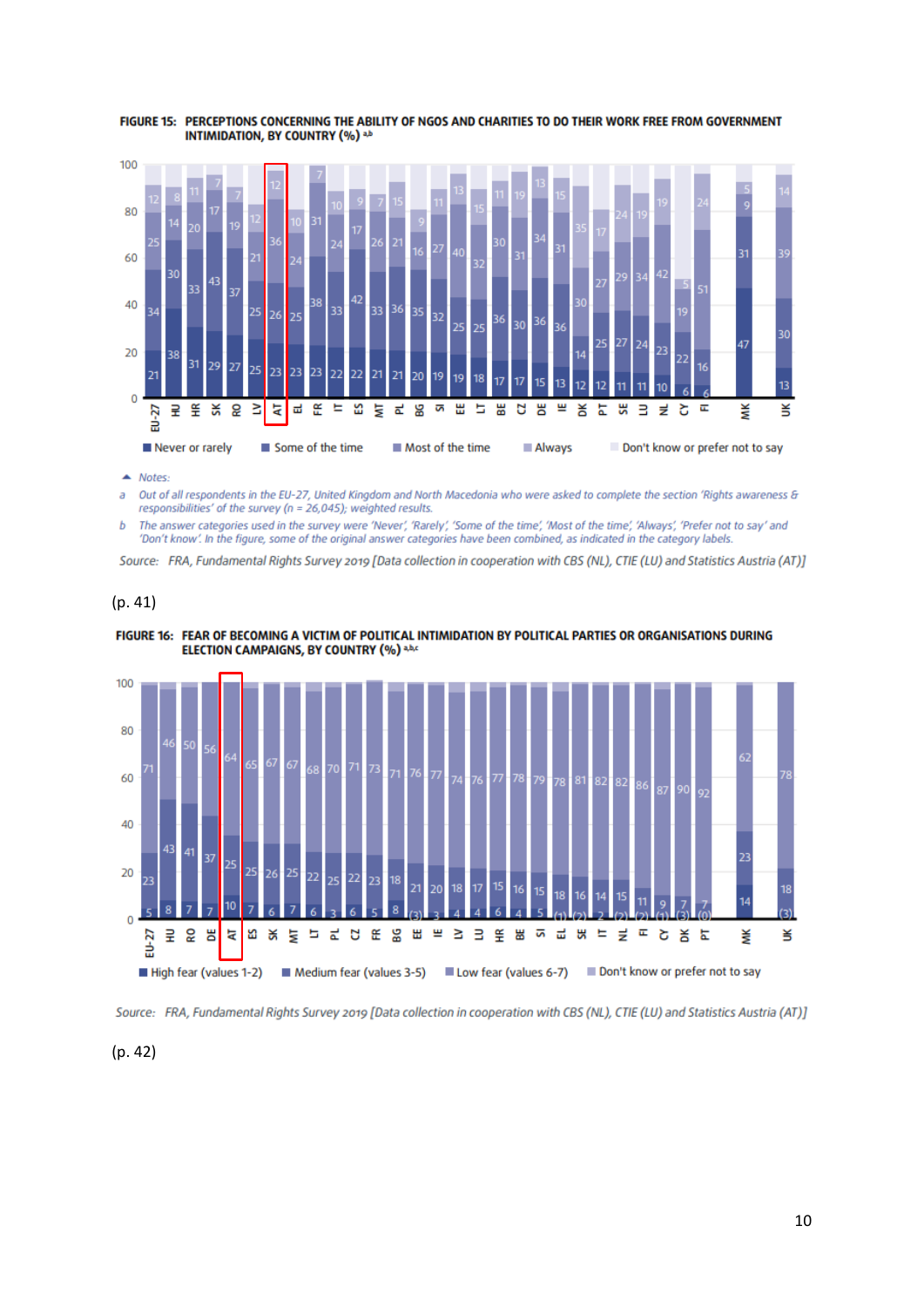FIGURE 15: PERCEPTIONS CONCERNING THE ABILITY OF NGOS AND CHARITIES TO DO THEIR WORK FREE FROM GOVERNMENT INTIMIDATION, BY COUNTRY (%) [a,b]

| Country | Never or rarely | Some of the time | Most of the time | Always | Don't know or prefer not to say |
|---|---|---|---|---|---|
| EU-27 | 21 | 34 | 25 | 12 | |
| HU | 38 | 30 | 14 | 8 | |
| HR | 31 | 33 | 20 | 11 | |
| SK | 29 | 43 | 17 | 7 | |
| RO | 27 | 37 | 19 | 7 | |
| LV | 25 | 25 | 21 | 12 | |
| AT | 23 | 26 | 36 | 12 | |
| EL | 23 | 25 | 24 | 10 | |
| FR | 23 | 38 | 31 | 7 | |
| IT | 22 | 33 | 24 | 10 | |
| ES | 22 | 42 | 17 | 9 | |
| MT | 21 | 33 | 26 | 7 | |
| PL | 21 | 36 | 21 | 15 | |
| BG | 20 | 35 | 16 | 9 | |
| SI | 19 | 32 | 27 | 11 | |
| EE | 19 | 25 | 40 | 13 | |
| LT | 18 | 25 | 32 | 15 | |
| BE | 17 | 36 | 30 | 11 | |
| CZ | 17 | 30 | 31 | 19 | |
| DE | 15 | 36 | 34 | 13 | |
| IE | 13 | 36 | 31 | 15 | |
| DK | 12 | 14 | 30 | 35 | |
| PT | 12 | 25 | 27 | 17 | |
| SE | 11 | 27 | 29 | 24 | |
| LU | 11 | 24 | 34 | 19 | |
| NL | 10 | 23 | 42 | 19 | |
| CY | 6 | 22 | 19 | 5 | |
| FI | 6 | 16 | 51 | 24 | |
| MK | | 47 | 31 | 9 | 5 |
| UK | 13 | 30 | 39 | 14 | |

Notes:

a Out of all respondents in the EU-27, United Kingdom and North Macedonia who were asked to complete the section 'Rights awareness & responsibilities' of the survey (n = 26,045); weighted results.

b The answer categories used in the survey were 'Never', 'Rarely', 'Some of the time', 'Most of the time', 'Always', 'Prefer not to say' and 'Don't know'. In the figure, some of the original answer categories have been combined, as indicated in the category labels.

Source: FRA, Fundamental Rights Survey 2019 [Data collection in cooperation with CBS (NL), CTIE (LU) and Statistics Austria (AT)]

(p. 41)

FIGURE 16: FEAR OF BECOMING A VICTIM OF POLITICAL INTIMIDATION BY POLITICAL PARTIES OR ORGANISATIONS DURING ELECTION CAMPAIGNS, BY COUNTRY (%) [a,b,c]

| Country | High fear (values 1-2) | Medium fear (values 3-5) | Low fear (values 6-7) | Don't know or prefer not to say |
|---|---|---|---|---|
| EU-27 | 5 | 23 | 71 | |
| HU | 8 | 43 | 46 | |
| RO | 7 | 41 | 50 | |
| DE | 7 | 37 | 56 | |
| AT | 10 | 25 | 64 | |
| ES | 7 | 25 | 65 | |
| SK | 6 | 26 | 67 | |
| MT | 7 | 25 | 67 | |
| LT | 6 | 22 | 68 | |
| PL | 3 | 25 | 70 | |
| CZ | 6 | 22 | 71 | |
| FR | 5 | 23 | 73 | |
| BG | 8 | 18 | 71 | |
| EE | (3) | 21 | 76 | |
| IE | 3 | 20 | 77 | |
| LV | 4 | 18 | 74 | |
| LU | 4 | 17 | 76 | |
| HR | 6 | 15 | 77 | |
| BE | 4 | 16 | 78 | |
| SI | 5 | 15 | 79 | |
| EL | (1) | 18 | 78 | |
| SE | (2) | 16 | 81 | |
| IT | 2 | 14 | 82 | |
| NL | (2) | 15 | 82 | |
| FI | (2) | 11 | 86 | |
| CY | (1) | 9 | 87 | |
| DK | (3) | 7 | 90 | |
| PT | (0) | 7 | 92 | |
| MK | 14 | 23 | 62 | |
| UK | (3) | 18 | 78 | |

Source: FRA, Fundamental Rights Survey 2019 [Data collection in cooperation with CBS (NL), CTIE (LU) and Statistics Austria (AT)]

(p. 42)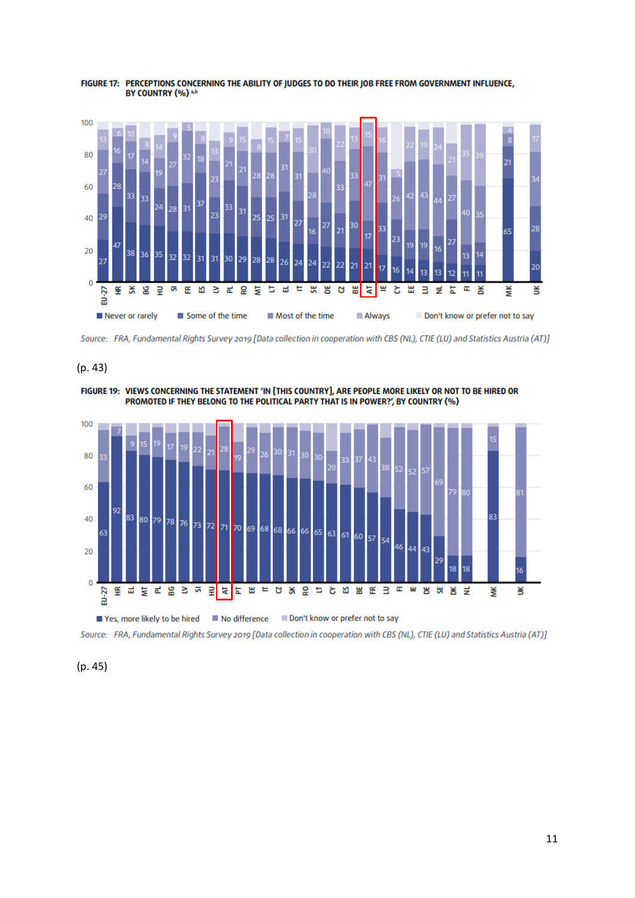**FIGURE 17: PERCEPTIONS CONCERNING THE ABILITY OF JUDGES TO DO THEIR JOB FREE FROM GOVERNMENT INFLUENCE, BY COUNTRY (%)** [a,b]

Source: *FRA, Fundamental Rights Survey 2019 [Data collection in cooperation with CBS (NL), CTIE (LU) and Statistics Austria (AT)]*

(p. 43)

**FIGURE 19: VIEWS CONCERNING THE STATEMENT 'IN [THIS COUNTRY], ARE PEOPLE MORE LIKELY OR NOT TO BE HIRED OR PROMOTED IF THEY BELONG TO THE POLITICAL PARTY THAT IS IN POWER?', BY COUNTRY (%)**

Source: *FRA, Fundamental Rights Survey 2019 [Data collection in cooperation with CBS (NL), CTIE (LU) and Statistics Austria (AT)]*

(p. 45)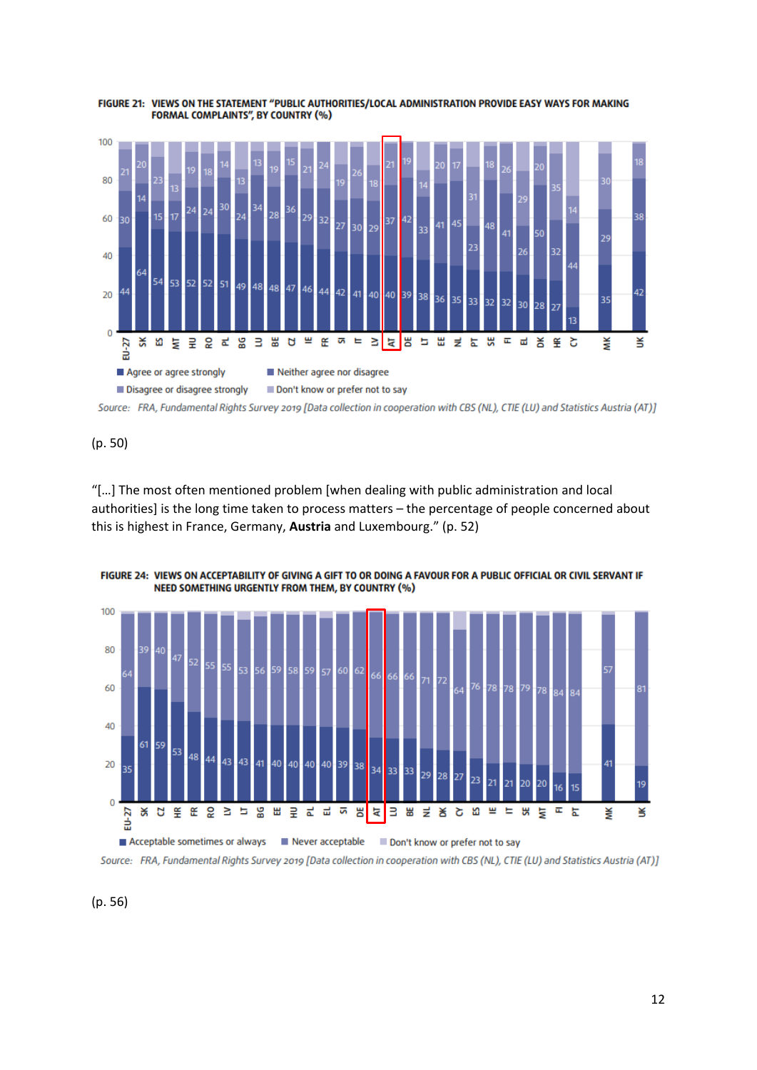**FIGURE 21: VIEWS ON THE STATEMENT "PUBLIC AUTHORITIES/LOCAL ADMINISTRATION PROVIDE EASY WAYS FOR MAKING FORMAL COMPLAINTS", BY COUNTRY (%)**

| Country | Agree or agree strongly | Neither agree nor disagree | Disagree or disagree strongly |
|---|---|---|---|
| EU-27 | 44 | 30 | 21 |
| SK | 64 | 14 | 20 |
| ES | 54 | 15 | 23 |
| MT | 53 | 17 | 13 |
| HU | 52 | 24 | 19 |
| RO | 52 | 24 | 18 |
| PL | 51 | 30 | 14 |
| BG | 49 | 24 | 13 |
| LU | 48 | 34 | 13 |
| BE | 48 | 28 | 19 |
| CZ | 47 | 36 | 15 |
| IE | 46 | 29 | 21 |
| FR | 44 | 32 | 24 |
| SI | 42 | 27 | 19 |
| IT | 41 | 30 | 26 |
| LV | 40 | 29 | 18 |
| AT | 40 | 37 | 21 |
| DE | 39 | 42 | 19 |
| LT | 38 | 33 | 14 |
| EE | 36 | 41 | 20 |
| NL | 35 | 45 | 17 |
| PT | 33 | 23 | 31 |
| SE | 32 | 48 | 18 |
| FI | 32 | 41 | 26 |
| EL | 30 | 26 | 29 |
| DK | 28 | 50 | 20 |
| HR | 27 | 32 | 35 |
| CY | 13 | 44 | 14 |
| MK | 35 | 29 | 30 |
| UK | 42 | 38 | 18 |

Legend: Agree or agree strongly; Neither agree nor disagree; Disagree or disagree strongly; Don't know or prefer not to say

Source: FRA, Fundamental Rights Survey 2019 [Data collection in cooperation with CBS (NL), CTIE (LU) and Statistics Austria (AT)]

(p. 50)

"[…] The most often mentioned problem [when dealing with public administration and local authorities] is the long time taken to process matters – the percentage of people concerned about this is highest in France, Germany, **Austria** and Luxembourg." (p. 52)

**FIGURE 24: VIEWS ON ACCEPTABILITY OF GIVING A GIFT TO OR DOING A FAVOUR FOR A PUBLIC OFFICIAL OR CIVIL SERVANT IF NEED SOMETHING URGENTLY FROM THEM, BY COUNTRY (%)**

| Country | Acceptable sometimes or always | Never acceptable |
|---|---|---|
| EU-27 | 35 | 64 |
| SK | 61 | 39 |
| CZ | 59 | 40 |
| HR | 53 | 47 |
| FR | 48 | 52 |
| RO | 44 | 55 |
| LV | 43 | 55 |
| LT | 43 | 53 |
| BG | 41 | 56 |
| EE | 40 | 59 |
| HU | 40 | 58 |
| PL | 40 | 59 |
| EL | 40 | 57 |
| SI | 39 | 60 |
| DE | 38 | 62 |
| AT | 34 | 66 |
| LU | 33 | 66 |
| BE | 33 | 66 |
| NL | 29 | 71 |
| DK | 28 | 72 |
| CY | 27 | 64 |
| ES | 23 | 76 |
| IE | 21 | 78 |
| IT | 21 | 78 |
| SE | 20 | 79 |
| MT | 20 | 78 |
| FI | 16 | 84 |
| PT | 15 | 84 |
| MK | 41 | 57 |
| UK | 19 | 81 |

Legend: Acceptable sometimes or always; Never acceptable; Don't know or prefer not to say

Source: FRA, Fundamental Rights Survey 2019 [Data collection in cooperation with CBS (NL), CTIE (LU) and Statistics Austria (AT)]

(p. 56)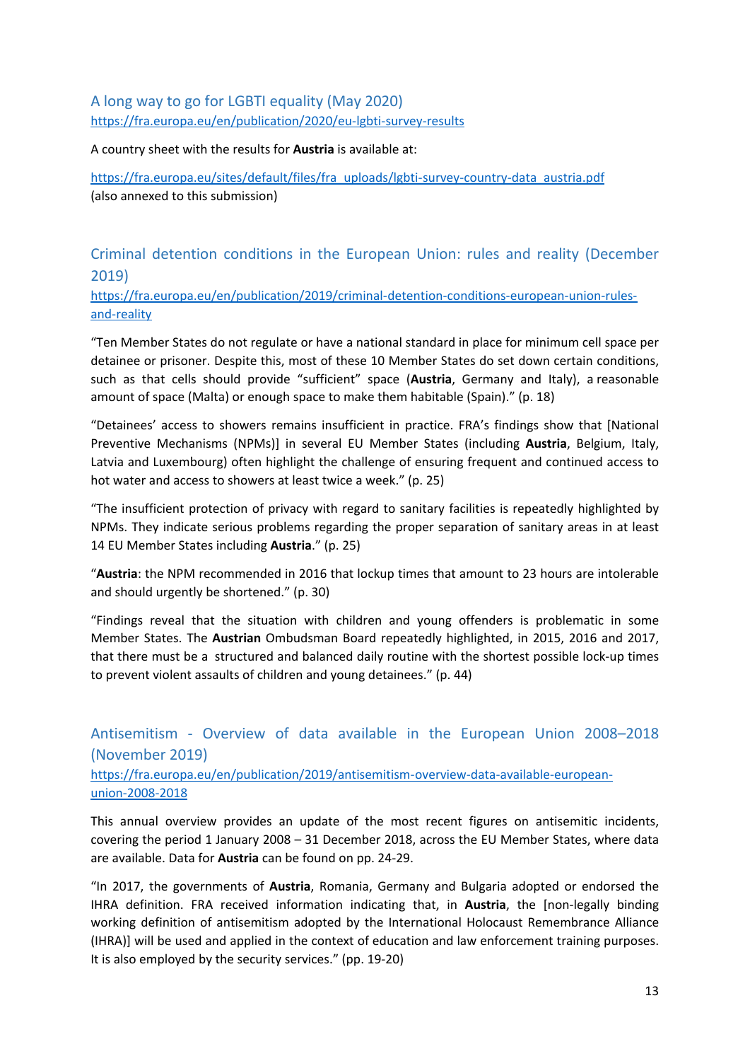### A long way to go for LGBTI equality (May 2020)

https://fra.europa.eu/en/publication/2020/eu-lgbti-survey-results

A country sheet with the results for **Austria** is available at:

https://fra.europa.eu/sites/default/files/fra_uploads/lgbti-survey-country-data_austria.pdf
(also annexed to this submission)

### Criminal detention conditions in the European Union: rules and reality (December 2019)

https://fra.europa.eu/en/publication/2019/criminal-detention-conditions-european-union-rules-and-reality

"Ten Member States do not regulate or have a national standard in place for minimum cell space per detainee or prisoner. Despite this, most of these 10 Member States do set down certain conditions, such as that cells should provide "sufficient" space (**Austria**, Germany and Italy), a reasonable amount of space (Malta) or enough space to make them habitable (Spain)." (p. 18)

"Detainees' access to showers remains insufficient in practice. FRA's findings show that [National Preventive Mechanisms (NPMs)] in several EU Member States (including **Austria**, Belgium, Italy, Latvia and Luxembourg) often highlight the challenge of ensuring frequent and continued access to hot water and access to showers at least twice a week." (p. 25)

"The insufficient protection of privacy with regard to sanitary facilities is repeatedly highlighted by NPMs. They indicate serious problems regarding the proper separation of sanitary areas in at least 14 EU Member States including **Austria**." (p. 25)

"**Austria**: the NPM recommended in 2016 that lockup times that amount to 23 hours are intolerable and should urgently be shortened." (p. 30)

"Findings reveal that the situation with children and young offenders is problematic in some Member States. The **Austrian** Ombudsman Board repeatedly highlighted, in 2015, 2016 and 2017, that there must be a structured and balanced daily routine with the shortest possible lock-up times to prevent violent assaults of children and young detainees." (p. 44)

### Antisemitism - Overview of data available in the European Union 2008–2018 (November 2019)

https://fra.europa.eu/en/publication/2019/antisemitism-overview-data-available-european-union-2008-2018

This annual overview provides an update of the most recent figures on antisemitic incidents, covering the period 1 January 2008 – 31 December 2018, across the EU Member States, where data are available. Data for **Austria** can be found on pp. 24-29.

"In 2017, the governments of **Austria**, Romania, Germany and Bulgaria adopted or endorsed the IHRA definition. FRA received information indicating that, in **Austria**, the [non-legally binding working definition of antisemitism adopted by the International Holocaust Remembrance Alliance (IHRA)] will be used and applied in the context of education and law enforcement training purposes. It is also employed by the security services." (pp. 19-20)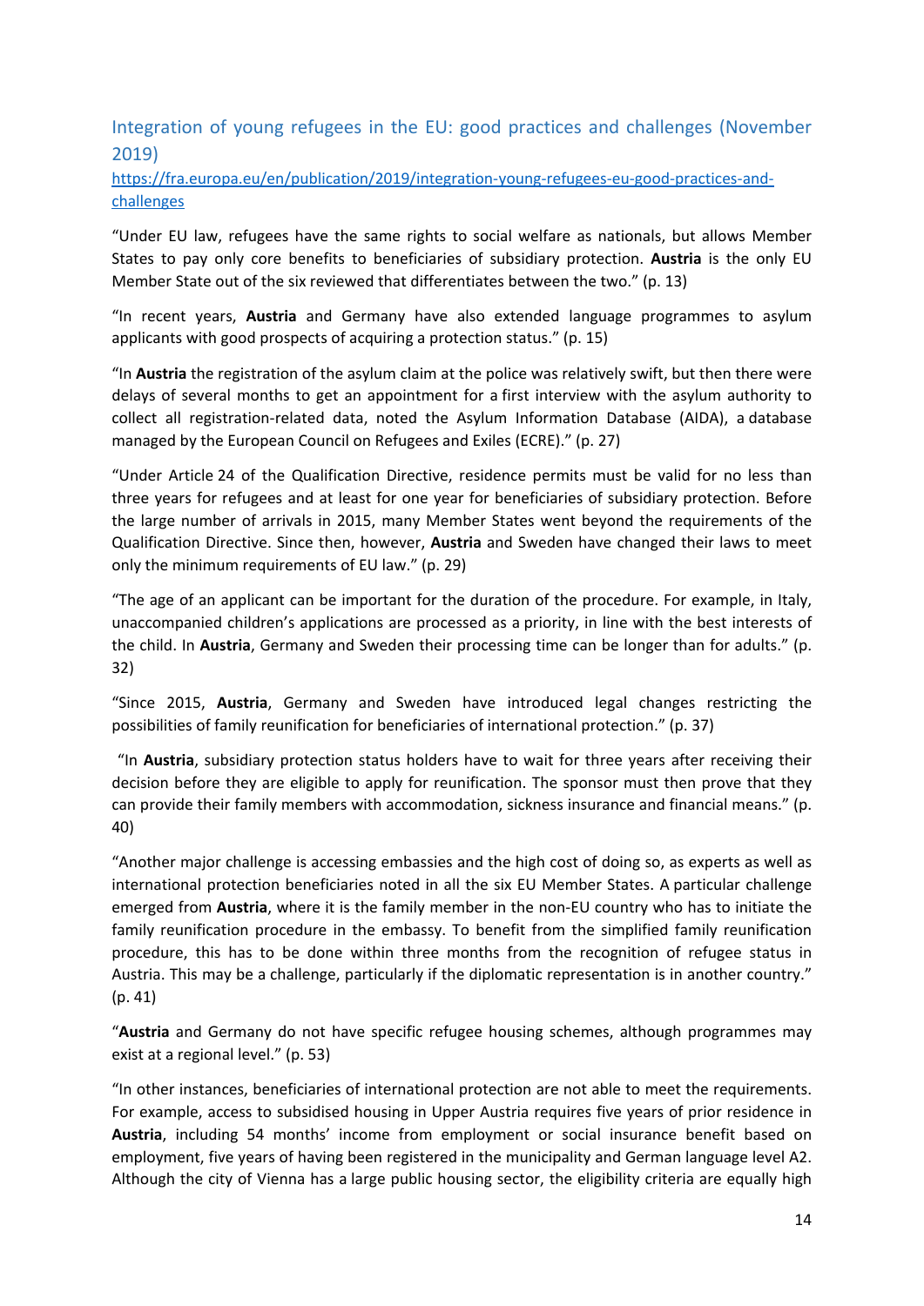## Integration of young refugees in the EU: good practices and challenges (November 2019)

[https://fra.europa.eu/en/publication/2019/integration-young-refugees-eu-good-practices-and-challenges](https://fra.europa.eu/en/publication/2019/integration-young-refugees-eu-good-practices-and-challenges)

"Under EU law, refugees have the same rights to social welfare as nationals, but allows Member States to pay only core benefits to beneficiaries of subsidiary protection. **Austria** is the only EU Member State out of the six reviewed that differentiates between the two." (p. 13)

"In recent years, **Austria** and Germany have also extended language programmes to asylum applicants with good prospects of acquiring a protection status." (p. 15)

"In **Austria** the registration of the asylum claim at the police was relatively swift, but then there were delays of several months to get an appointment for a first interview with the asylum authority to collect all registration-related data, noted the Asylum Information Database (AIDA), a database managed by the European Council on Refugees and Exiles (ECRE)." (p. 27)

"Under Article 24 of the Qualification Directive, residence permits must be valid for no less than three years for refugees and at least for one year for beneficiaries of subsidiary protection. Before the large number of arrivals in 2015, many Member States went beyond the requirements of the Qualification Directive. Since then, however, **Austria** and Sweden have changed their laws to meet only the minimum requirements of EU law." (p. 29)

"The age of an applicant can be important for the duration of the procedure. For example, in Italy, unaccompanied children's applications are processed as a priority, in line with the best interests of the child. In **Austria**, Germany and Sweden their processing time can be longer than for adults." (p. 32)

"Since 2015, **Austria**, Germany and Sweden have introduced legal changes restricting the possibilities of family reunification for beneficiaries of international protection." (p. 37)

"In **Austria**, subsidiary protection status holders have to wait for three years after receiving their decision before they are eligible to apply for reunification. The sponsor must then prove that they can provide their family members with accommodation, sickness insurance and financial means." (p. 40)

"Another major challenge is accessing embassies and the high cost of doing so, as experts as well as international protection beneficiaries noted in all the six EU Member States. A particular challenge emerged from **Austria**, where it is the family member in the non-EU country who has to initiate the family reunification procedure in the embassy. To benefit from the simplified family reunification procedure, this has to be done within three months from the recognition of refugee status in Austria. This may be a challenge, particularly if the diplomatic representation is in another country." (p. 41)

"**Austria** and Germany do not have specific refugee housing schemes, although programmes may exist at a regional level." (p. 53)

"In other instances, beneficiaries of international protection are not able to meet the requirements. For example, access to subsidised housing in Upper Austria requires five years of prior residence in **Austria**, including 54 months' income from employment or social insurance benefit based on employment, five years of having been registered in the municipality and German language level A2. Although the city of Vienna has a large public housing sector, the eligibility criteria are equally high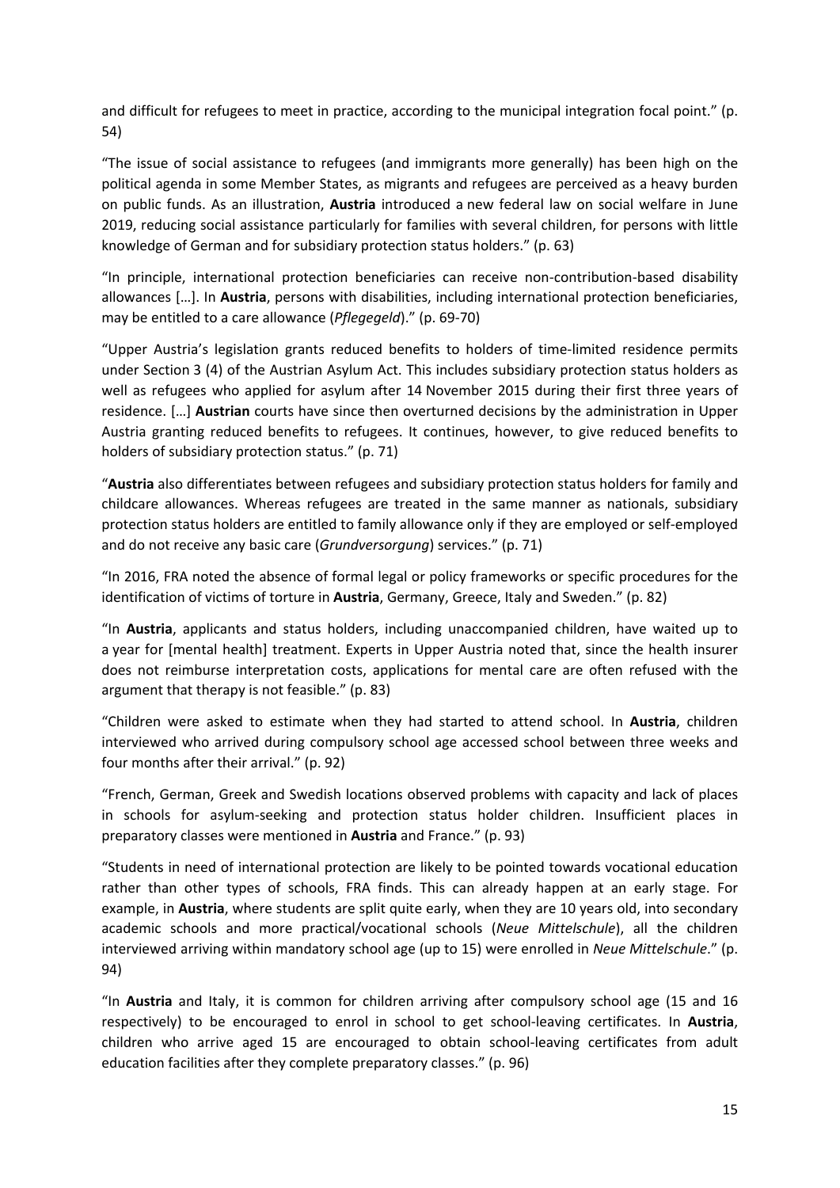and difficult for refugees to meet in practice, according to the municipal integration focal point." (p. 54)

"The issue of social assistance to refugees (and immigrants more generally) has been high on the political agenda in some Member States, as migrants and refugees are perceived as a heavy burden on public funds. As an illustration, **Austria** introduced a new federal law on social welfare in June 2019, reducing social assistance particularly for families with several children, for persons with little knowledge of German and for subsidiary protection status holders." (p. 63)

"In principle, international protection beneficiaries can receive non-contribution-based disability allowances […]. In **Austria**, persons with disabilities, including international protection beneficiaries, may be entitled to a care allowance (*Pflegegeld*)." (p. 69-70)

"Upper Austria's legislation grants reduced benefits to holders of time-limited residence permits under Section 3 (4) of the Austrian Asylum Act. This includes subsidiary protection status holders as well as refugees who applied for asylum after 14 November 2015 during their first three years of residence. […] **Austrian** courts have since then overturned decisions by the administration in Upper Austria granting reduced benefits to refugees. It continues, however, to give reduced benefits to holders of subsidiary protection status." (p. 71)

"**Austria** also differentiates between refugees and subsidiary protection status holders for family and childcare allowances. Whereas refugees are treated in the same manner as nationals, subsidiary protection status holders are entitled to family allowance only if they are employed or self-employed and do not receive any basic care (*Grundversorgung*) services." (p. 71)

"In 2016, FRA noted the absence of formal legal or policy frameworks or specific procedures for the identification of victims of torture in **Austria**, Germany, Greece, Italy and Sweden." (p. 82)

"In **Austria**, applicants and status holders, including unaccompanied children, have waited up to a year for [mental health] treatment. Experts in Upper Austria noted that, since the health insurer does not reimburse interpretation costs, applications for mental care are often refused with the argument that therapy is not feasible." (p. 83)

"Children were asked to estimate when they had started to attend school. In **Austria**, children interviewed who arrived during compulsory school age accessed school between three weeks and four months after their arrival." (p. 92)

"French, German, Greek and Swedish locations observed problems with capacity and lack of places in schools for asylum-seeking and protection status holder children. Insufficient places in preparatory classes were mentioned in **Austria** and France." (p. 93)

"Students in need of international protection are likely to be pointed towards vocational education rather than other types of schools, FRA finds. This can already happen at an early stage. For example, in **Austria**, where students are split quite early, when they are 10 years old, into secondary academic schools and more practical/vocational schools (*Neue Mittelschule*), all the children interviewed arriving within mandatory school age (up to 15) were enrolled in *Neue Mittelschule*." (p. 94)

"In **Austria** and Italy, it is common for children arriving after compulsory school age (15 and 16 respectively) to be encouraged to enrol in school to get school-leaving certificates. In **Austria**, children who arrive aged 15 are encouraged to obtain school-leaving certificates from adult education facilities after they complete preparatory classes." (p. 96)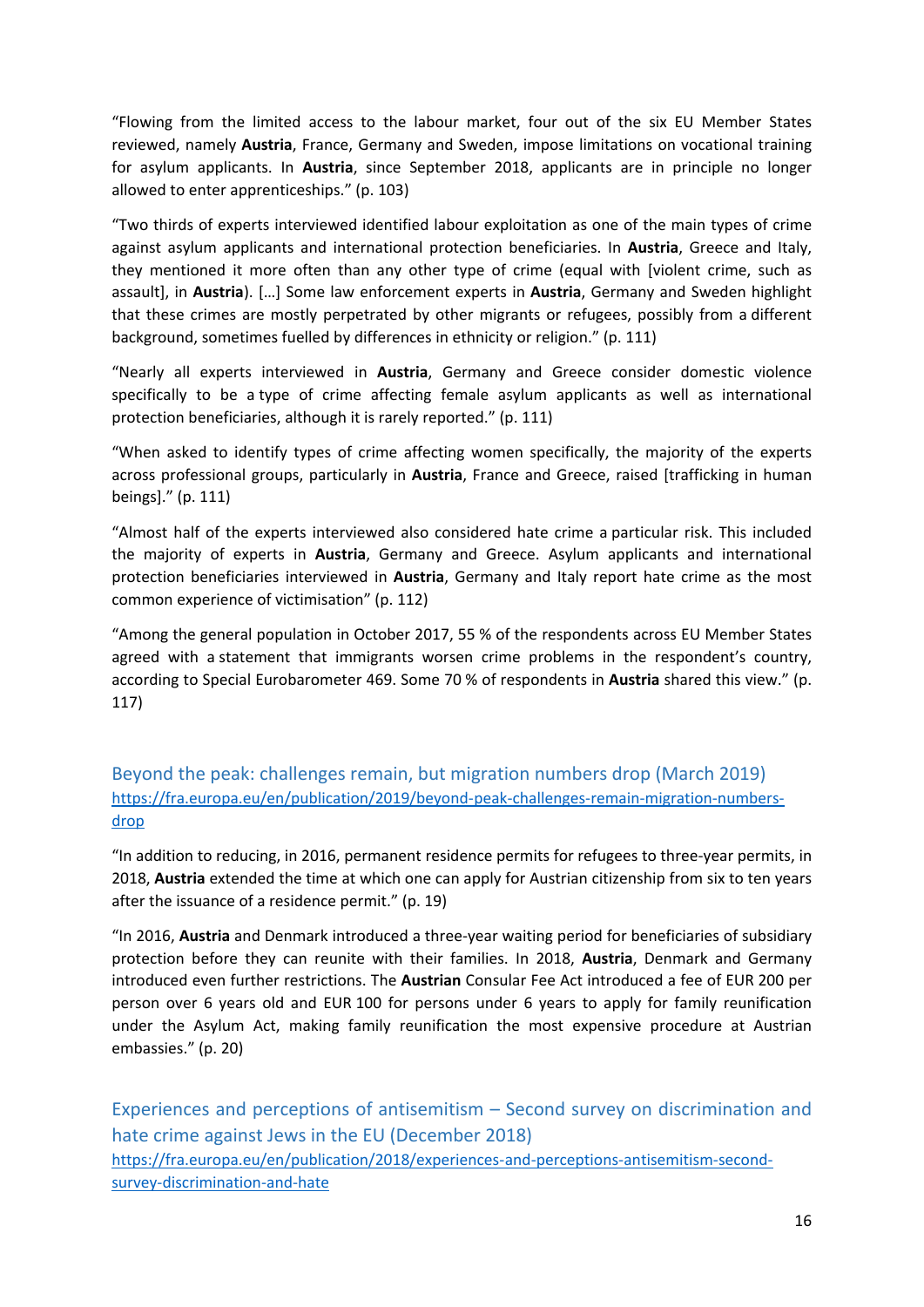“Flowing from the limited access to the labour market, four out of the six EU Member States reviewed, namely **Austria**, France, Germany and Sweden, impose limitations on vocational training for asylum applicants. In **Austria**, since September 2018, applicants are in principle no longer allowed to enter apprenticeships.” (p. 103)

“Two thirds of experts interviewed identified labour exploitation as one of the main types of crime against asylum applicants and international protection beneficiaries. In **Austria**, Greece and Italy, they mentioned it more often than any other type of crime (equal with [violent crime, such as assault], in **Austria**). […] Some law enforcement experts in **Austria**, Germany and Sweden highlight that these crimes are mostly perpetrated by other migrants or refugees, possibly from a different background, sometimes fuelled by differences in ethnicity or religion.” (p. 111)

“Nearly all experts interviewed in **Austria**, Germany and Greece consider domestic violence specifically to be a type of crime affecting female asylum applicants as well as international protection beneficiaries, although it is rarely reported.” (p. 111)

“When asked to identify types of crime affecting women specifically, the majority of the experts across professional groups, particularly in **Austria**, France and Greece, raised [trafficking in human beings].” (p. 111)

“Almost half of the experts interviewed also considered hate crime a particular risk. This included the majority of experts in **Austria**, Germany and Greece. Asylum applicants and international protection beneficiaries interviewed in **Austria**, Germany and Italy report hate crime as the most common experience of victimisation” (p. 112)

“Among the general population in October 2017, 55 % of the respondents across EU Member States agreed with a statement that immigrants worsen crime problems in the respondent’s country, according to Special Eurobarometer 469. Some 70 % of respondents in **Austria** shared this view.” (p. 117)

## Beyond the peak: challenges remain, but migration numbers drop (March 2019)

https://fra.europa.eu/en/publication/2019/beyond-peak-challenges-remain-migration-numbers-drop

“In addition to reducing, in 2016, permanent residence permits for refugees to three-year permits, in 2018, **Austria** extended the time at which one can apply for Austrian citizenship from six to ten years after the issuance of a residence permit.” (p. 19)

“In 2016, **Austria** and Denmark introduced a three-year waiting period for beneficiaries of subsidiary protection before they can reunite with their families. In 2018, **Austria**, Denmark and Germany introduced even further restrictions. The **Austrian** Consular Fee Act introduced a fee of EUR 200 per person over 6 years old and EUR 100 for persons under 6 years to apply for family reunification under the Asylum Act, making family reunification the most expensive procedure at Austrian embassies.” (p. 20)

## Experiences and perceptions of antisemitism – Second survey on discrimination and hate crime against Jews in the EU (December 2018)

https://fra.europa.eu/en/publication/2018/experiences-and-perceptions-antisemitism-second-survey-discrimination-and-hate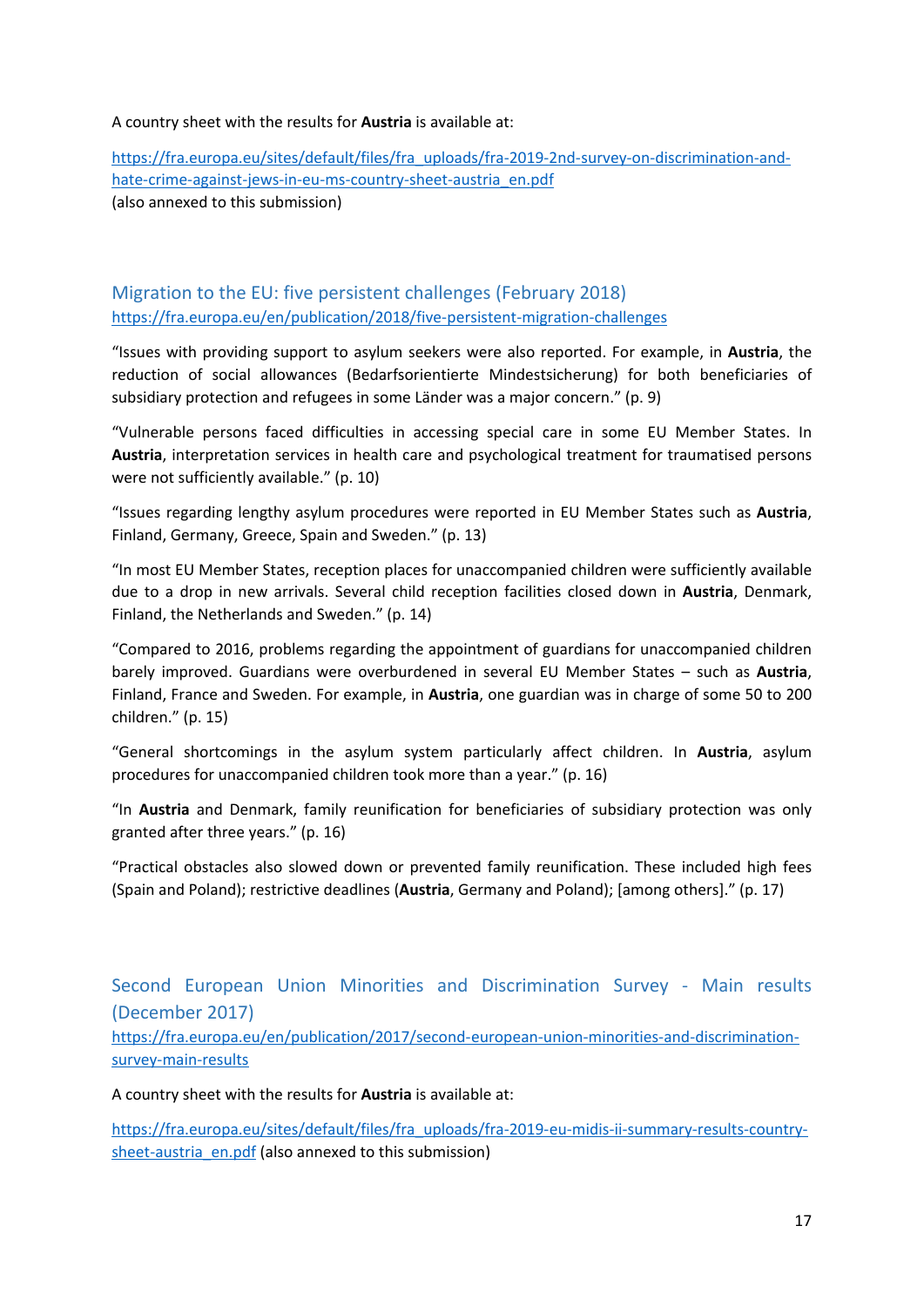A country sheet with the results for **Austria** is available at:

https://fra.europa.eu/sites/default/files/fra_uploads/fra-2019-2nd-survey-on-discrimination-and-hate-crime-against-jews-in-eu-ms-country-sheet-austria_en.pdf
(also annexed to this submission)

## Migration to the EU: five persistent challenges (February 2018)

https://fra.europa.eu/en/publication/2018/five-persistent-migration-challenges

"Issues with providing support to asylum seekers were also reported. For example, in **Austria**, the reduction of social allowances (Bedarfsorientierte Mindestsicherung) for both beneficiaries of subsidiary protection and refugees in some Länder was a major concern." (p. 9)

"Vulnerable persons faced difficulties in accessing special care in some EU Member States. In **Austria**, interpretation services in health care and psychological treatment for traumatised persons were not sufficiently available." (p. 10)

"Issues regarding lengthy asylum procedures were reported in EU Member States such as **Austria**, Finland, Germany, Greece, Spain and Sweden." (p. 13)

"In most EU Member States, reception places for unaccompanied children were sufficiently available due to a drop in new arrivals. Several child reception facilities closed down in **Austria**, Denmark, Finland, the Netherlands and Sweden." (p. 14)

"Compared to 2016, problems regarding the appointment of guardians for unaccompanied children barely improved. Guardians were overburdened in several EU Member States – such as **Austria**, Finland, France and Sweden. For example, in **Austria**, one guardian was in charge of some 50 to 200 children." (p. 15)

"General shortcomings in the asylum system particularly affect children. In **Austria**, asylum procedures for unaccompanied children took more than a year." (p. 16)

"In **Austria** and Denmark, family reunification for beneficiaries of subsidiary protection was only granted after three years." (p. 16)

"Practical obstacles also slowed down or prevented family reunification. These included high fees (Spain and Poland); restrictive deadlines (**Austria**, Germany and Poland); [among others]." (p. 17)

## Second European Union Minorities and Discrimination Survey - Main results (December 2017)

https://fra.europa.eu/en/publication/2017/second-european-union-minorities-and-discrimination-survey-main-results

A country sheet with the results for **Austria** is available at:

https://fra.europa.eu/sites/default/files/fra_uploads/fra-2019-eu-midis-ii-summary-results-country-sheet-austria_en.pdf (also annexed to this submission)